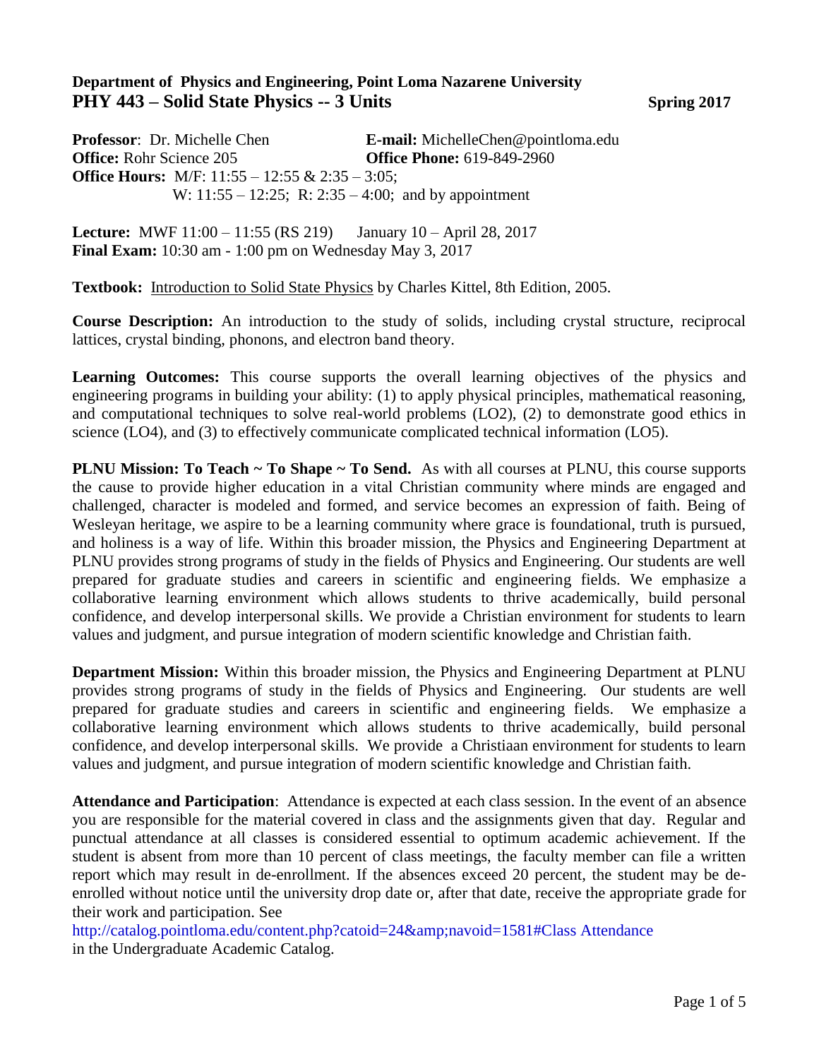**Department of Physics and Engineering, Point Loma Nazarene University**

# PHY 443 – Solid State Physics -- 3 Units

**Spring 2017**

**Professor**: Dr. Michelle Chen
**E-mail:** MichelleChen@pointloma.edu
**Office:** Rohr Science 205
**Office Phone:** 619-849-2960
**Office Hours:** M/F: 11:55 – 12:55 & 2:35 – 3:05;
W: 11:55 – 12:25; R: 2:35 – 4:00; and by appointment

**Lecture:** MWF 11:00 – 11:55 (RS 219) January 10 – April 28, 2017
**Final Exam:** 10:30 am - 1:00 pm on Wednesday May 3, 2017

**Textbook:** Introduction to Solid State Physics by Charles Kittel, 8th Edition, 2005.

**Course Description:** An introduction to the study of solids, including crystal structure, reciprocal lattices, crystal binding, phonons, and electron band theory.

**Learning Outcomes:** This course supports the overall learning objectives of the physics and engineering programs in building your ability: (1) to apply physical principles, mathematical reasoning, and computational techniques to solve real-world problems (LO2), (2) to demonstrate good ethics in science (LO4), and (3) to effectively communicate complicated technical information (LO5).

**PLNU Mission: To Teach ~ To Shape ~ To Send.** As with all courses at PLNU, this course supports the cause to provide higher education in a vital Christian community where minds are engaged and challenged, character is modeled and formed, and service becomes an expression of faith. Being of Wesleyan heritage, we aspire to be a learning community where grace is foundational, truth is pursued, and holiness is a way of life. Within this broader mission, the Physics and Engineering Department at PLNU provides strong programs of study in the fields of Physics and Engineering. Our students are well prepared for graduate studies and careers in scientific and engineering fields. We emphasize a collaborative learning environment which allows students to thrive academically, build personal confidence, and develop interpersonal skills. We provide a Christian environment for students to learn values and judgment, and pursue integration of modern scientific knowledge and Christian faith.

**Department Mission:** Within this broader mission, the Physics and Engineering Department at PLNU provides strong programs of study in the fields of Physics and Engineering. Our students are well prepared for graduate studies and careers in scientific and engineering fields. We emphasize a collaborative learning environment which allows students to thrive academically, build personal confidence, and develop interpersonal skills. We provide a Christiaan environment for students to learn values and judgment, and pursue integration of modern scientific knowledge and Christian faith.

**Attendance and Participation**: Attendance is expected at each class session. In the event of an absence you are responsible for the material covered in class and the assignments given that day. Regular and punctual attendance at all classes is considered essential to optimum academic achievement. If the student is absent from more than 10 percent of class meetings, the faculty member can file a written report which may result in de-enrollment. If the absences exceed 20 percent, the student may be de-enrolled without notice until the university drop date or, after that date, receive the appropriate grade for their work and participation. See http://catalog.pointloma.edu/content.php?catoid=24&amp;navoid=1581#Class Attendance in the Undergraduate Academic Catalog.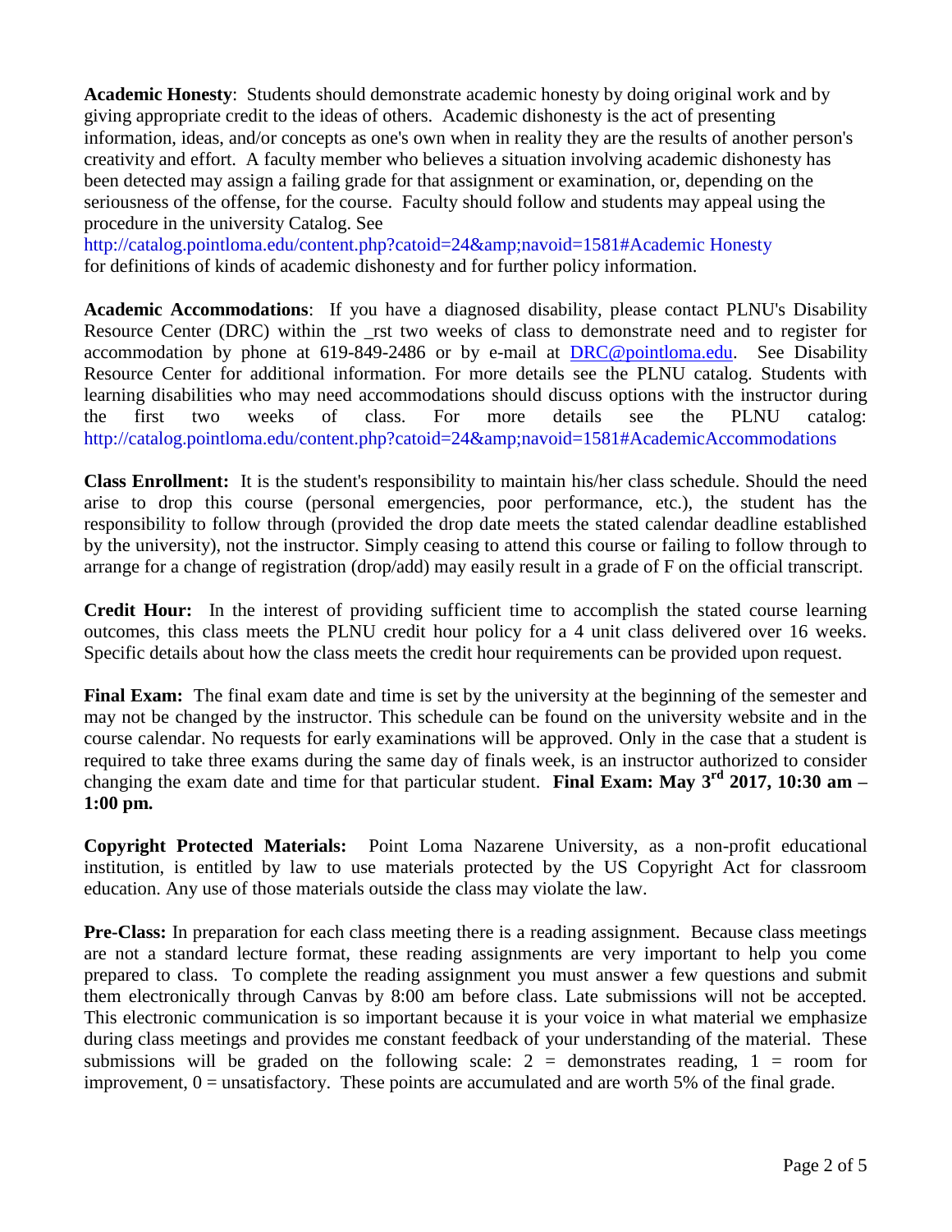**Academic Honesty**: Students should demonstrate academic honesty by doing original work and by giving appropriate credit to the ideas of others. Academic dishonesty is the act of presenting information, ideas, and/or concepts as one's own when in reality they are the results of another person's creativity and effort. A faculty member who believes a situation involving academic dishonesty has been detected may assign a failing grade for that assignment or examination, or, depending on the seriousness of the offense, for the course. Faculty should follow and students may appeal using the procedure in the university Catalog. See http://catalog.pointloma.edu/content.php?catoid=24&amp;navoid=1581#Academic Honesty for definitions of kinds of academic dishonesty and for further policy information.

**Academic Accommodations**: If you have a diagnosed disability, please contact PLNU's Disability Resource Center (DRC) within the _rst two weeks of class to demonstrate need and to register for accommodation by phone at 619-849-2486 or by e-mail at DRC@pointloma.edu. See Disability Resource Center for additional information. For more details see the PLNU catalog. Students with learning disabilities who may need accommodations should discuss options with the instructor during the first two weeks of class. For more details see the PLNU catalog: http://catalog.pointloma.edu/content.php?catoid=24&amp;navoid=1581#AcademicAccommodations

**Class Enrollment:** It is the student's responsibility to maintain his/her class schedule. Should the need arise to drop this course (personal emergencies, poor performance, etc.), the student has the responsibility to follow through (provided the drop date meets the stated calendar deadline established by the university), not the instructor. Simply ceasing to attend this course or failing to follow through to arrange for a change of registration (drop/add) may easily result in a grade of F on the official transcript.

**Credit Hour:** In the interest of providing sufficient time to accomplish the stated course learning outcomes, this class meets the PLNU credit hour policy for a 4 unit class delivered over 16 weeks. Specific details about how the class meets the credit hour requirements can be provided upon request.

**Final Exam:** The final exam date and time is set by the university at the beginning of the semester and may not be changed by the instructor. This schedule can be found on the university website and in the course calendar. No requests for early examinations will be approved. Only in the case that a student is required to take three exams during the same day of finals week, is an instructor authorized to consider changing the exam date and time for that particular student. **Final Exam: May 3rd 2017, 10:30 am – 1:00 pm.**

**Copyright Protected Materials:** Point Loma Nazarene University, as a non-profit educational institution, is entitled by law to use materials protected by the US Copyright Act for classroom education. Any use of those materials outside the class may violate the law.

**Pre-Class:** In preparation for each class meeting there is a reading assignment. Because class meetings are not a standard lecture format, these reading assignments are very important to help you come prepared to class. To complete the reading assignment you must answer a few questions and submit them electronically through Canvas by 8:00 am before class. Late submissions will not be accepted. This electronic communication is so important because it is your voice in what material we emphasize during class meetings and provides me constant feedback of your understanding of the material. These submissions will be graded on the following scale: 2 = demonstrates reading, 1 = room for improvement, 0 = unsatisfactory. These points are accumulated and are worth 5% of the final grade.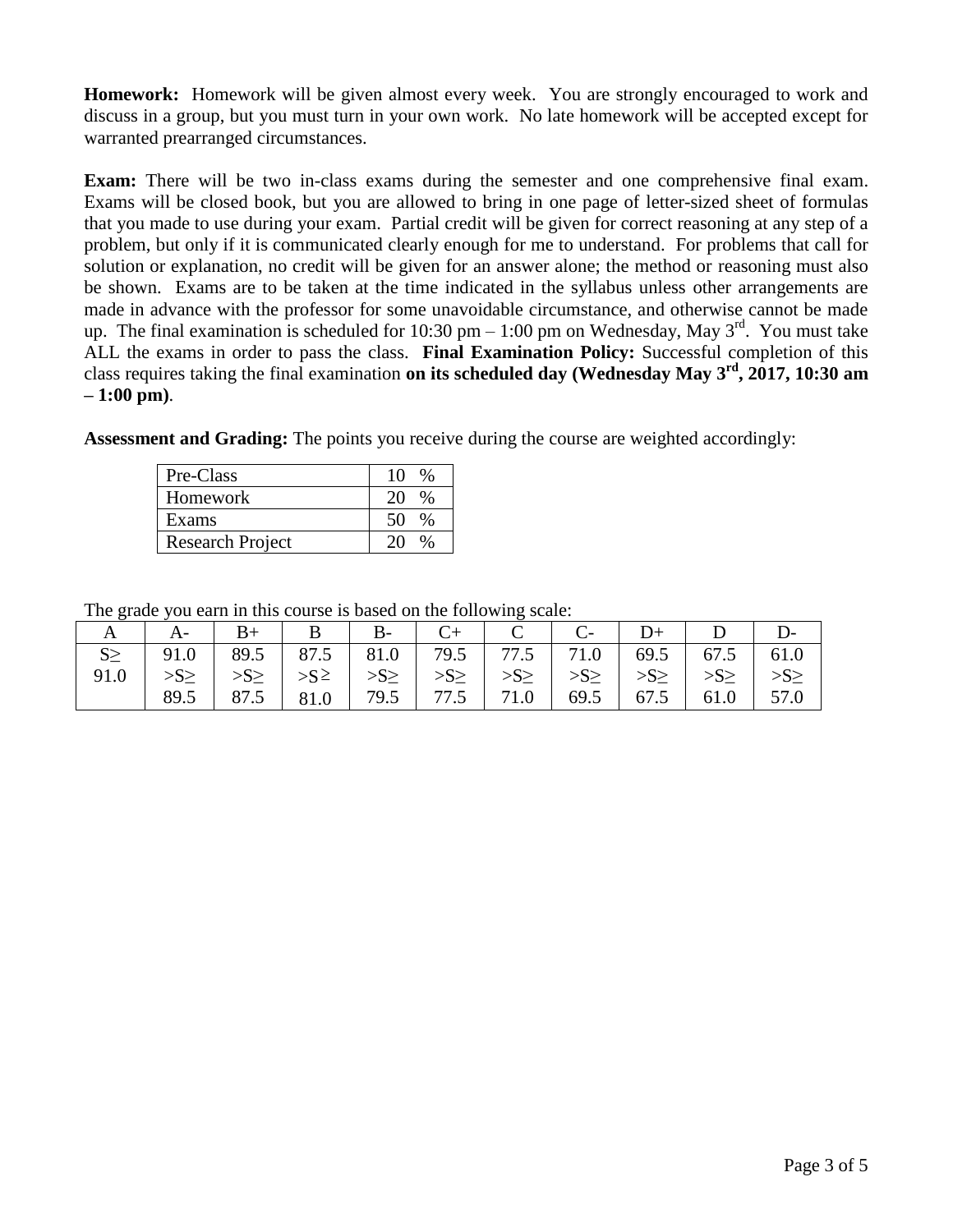**Homework:** Homework will be given almost every week. You are strongly encouraged to work and discuss in a group, but you must turn in your own work. No late homework will be accepted except for warranted prearranged circumstances.

**Exam:** There will be two in-class exams during the semester and one comprehensive final exam. Exams will be closed book, but you are allowed to bring in one page of letter-sized sheet of formulas that you made to use during your exam. Partial credit will be given for correct reasoning at any step of a problem, but only if it is communicated clearly enough for me to understand. For problems that call for solution or explanation, no credit will be given for an answer alone; the method or reasoning must also be shown. Exams are to be taken at the time indicated in the syllabus unless other arrangements are made in advance with the professor for some unavoidable circumstance, and otherwise cannot be made up. The final examination is scheduled for 10:30 pm – 1:00 pm on Wednesday, May 3rd. You must take ALL the exams in order to pass the class. **Final Examination Policy:** Successful completion of this class requires taking the final examination **on its scheduled day (Wednesday May 3rd, 2017, 10:30 am – 1:00 pm)**.

**Assessment and Grading:** The points you receive during the course are weighted accordingly:

| Pre-Class | 10 % |
|---|---|
| Homework | 20 % |
| Exams | 50 % |
| Research Project | 20 % |

The grade you earn in this course is based on the following scale:

| A | A- | B+ | B | B- | C+ | C | C- | D+ | D | D- |
|---|---|---|---|---|---|---|---|---|---|---|
| S≥ 91.0 | 91.0 >S≥ 89.5 | 89.5 >S≥ 87.5 | 87.5 >S≥ 81.0 | 81.0 >S≥ 79.5 | 79.5 >S≥ 77.5 | 77.5 >S≥ 71.0 | 71.0 >S≥ 69.5 | 69.5 >S≥ 67.5 | 67.5 >S≥ 61.0 | 61.0 >S≥ 57.0 |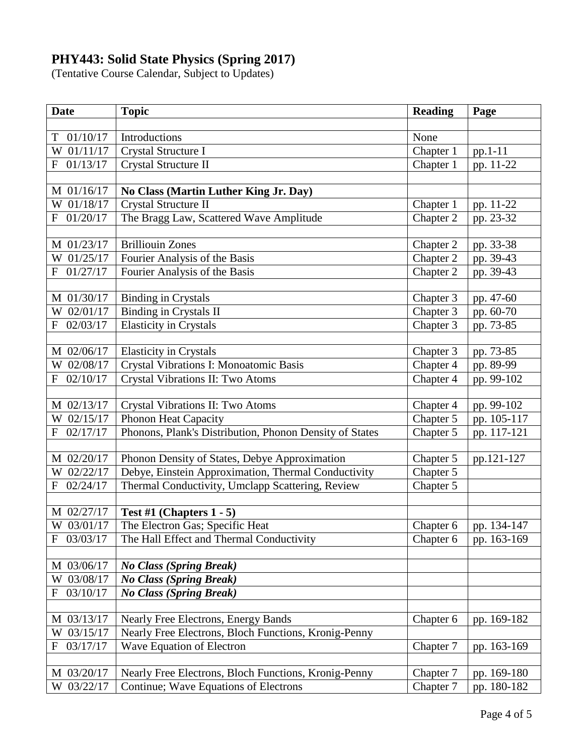# PHY443: Solid State Physics (Spring 2017)

(Tentative Course Calendar, Subject to Updates)

| Date | Topic | Reading | Page |
|---|---|---|---|
| | | | |
| T 01/10/17 | Introductions | None | |
| W 01/11/17 | Crystal Structure I | Chapter 1 | pp.1-11 |
| F 01/13/17 | Crystal Structure II | Chapter 1 | pp. 11-22 |
| | | | |
| M 01/16/17 | **No Class (Martin Luther King Jr. Day)** | | |
| W 01/18/17 | Crystal Structure II | Chapter 1 | pp. 11-22 |
| F 01/20/17 | The Bragg Law, Scattered Wave Amplitude | Chapter 2 | pp. 23-32 |
| | | | |
| M 01/23/17 | Brilliouin Zones | Chapter 2 | pp. 33-38 |
| W 01/25/17 | Fourier Analysis of the Basis | Chapter 2 | pp. 39-43 |
| F 01/27/17 | Fourier Analysis of the Basis | Chapter 2 | pp. 39-43 |
| | | | |
| M 01/30/17 | Binding in Crystals | Chapter 3 | pp. 47-60 |
| W 02/01/17 | Binding in Crystals II | Chapter 3 | pp. 60-70 |
| F 02/03/17 | Elasticity in Crystals | Chapter 3 | pp. 73-85 |
| | | | |
| M 02/06/17 | Elasticity in Crystals | Chapter 3 | pp. 73-85 |
| W 02/08/17 | Crystal Vibrations I: Monoatomic Basis | Chapter 4 | pp. 89-99 |
| F 02/10/17 | Crystal Vibrations II: Two Atoms | Chapter 4 | pp. 99-102 |
| | | | |
| M 02/13/17 | Crystal Vibrations II: Two Atoms | Chapter 4 | pp. 99-102 |
| W 02/15/17 | Phonon Heat Capacity | Chapter 5 | pp. 105-117 |
| F 02/17/17 | Phonons, Plank's Distribution, Phonon Density of States | Chapter 5 | pp. 117-121 |
| | | | |
| M 02/20/17 | Phonon Density of States, Debye Approximation | Chapter 5 | pp.121-127 |
| W 02/22/17 | Debye, Einstein Approximation, Thermal Conductivity | Chapter 5 | |
| F 02/24/17 | Thermal Conductivity, Umclapp Scattering, Review | Chapter 5 | |
| | | | |
| M 02/27/17 | **Test #1 (Chapters 1 - 5)** | | |
| W 03/01/17 | The Electron Gas; Specific Heat | Chapter 6 | pp. 134-147 |
| F 03/03/17 | The Hall Effect and Thermal Conductivity | Chapter 6 | pp. 163-169 |
| | | | |
| M 03/06/17 | ***No Class (Spring Break)*** | | |
| W 03/08/17 | ***No Class (Spring Break)*** | | |
| F 03/10/17 | ***No Class (Spring Break)*** | | |
| | | | |
| M 03/13/17 | Nearly Free Electrons, Energy Bands | Chapter 6 | pp. 169-182 |
| W 03/15/17 | Nearly Free Electrons, Bloch Functions, Kronig-Penny | | |
| F 03/17/17 | Wave Equation of Electron | Chapter 7 | pp. 163-169 |
| | | | |
| M 03/20/17 | Nearly Free Electrons, Bloch Functions, Kronig-Penny | Chapter 7 | pp. 169-180 |
| W 03/22/17 | Continue; Wave Equations of Electrons | Chapter 7 | pp. 180-182 |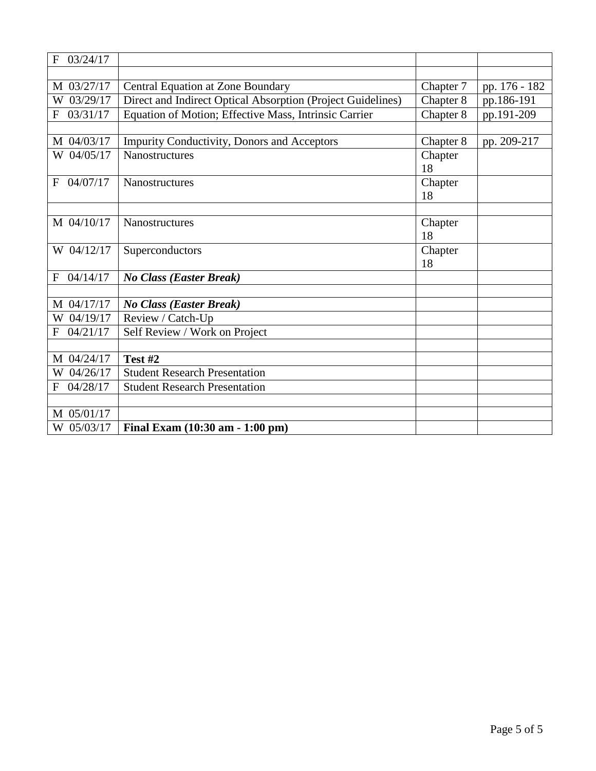| | | | |
|---|---|---|---|
| F 03/24/17 | | | |
| | | | |
| M 03/27/17 | Central Equation at Zone Boundary | Chapter 7 | pp. 176 - 182 |
| W 03/29/17 | Direct and Indirect Optical Absorption (Project Guidelines) | Chapter 8 | pp.186-191 |
| F 03/31/17 | Equation of Motion; Effective Mass, Intrinsic Carrier | Chapter 8 | pp.191-209 |
| | | | |
| M 04/03/17 | Impurity Conductivity, Donors and Acceptors | Chapter 8 | pp. 209-217 |
| W 04/05/17 | Nanostructures | Chapter 18 | |
| F 04/07/17 | Nanostructures | Chapter 18 | |
| | | | |
| M 04/10/17 | Nanostructures | Chapter 18 | |
| W 04/12/17 | Superconductors | Chapter 18 | |
| F 04/14/17 | ***No Class (Easter Break)*** | | |
| | | | |
| M 04/17/17 | ***No Class (Easter Break)*** | | |
| W 04/19/17 | Review / Catch-Up | | |
| F 04/21/17 | Self Review / Work on Project | | |
| | | | |
| M 04/24/17 | **Test #2** | | |
| W 04/26/17 | Student Research Presentation | | |
| F 04/28/17 | Student Research Presentation | | |
| | | | |
| M 05/01/17 | | | |
| W 05/03/17 | **Final Exam (10:30 am - 1:00 pm)** | | |